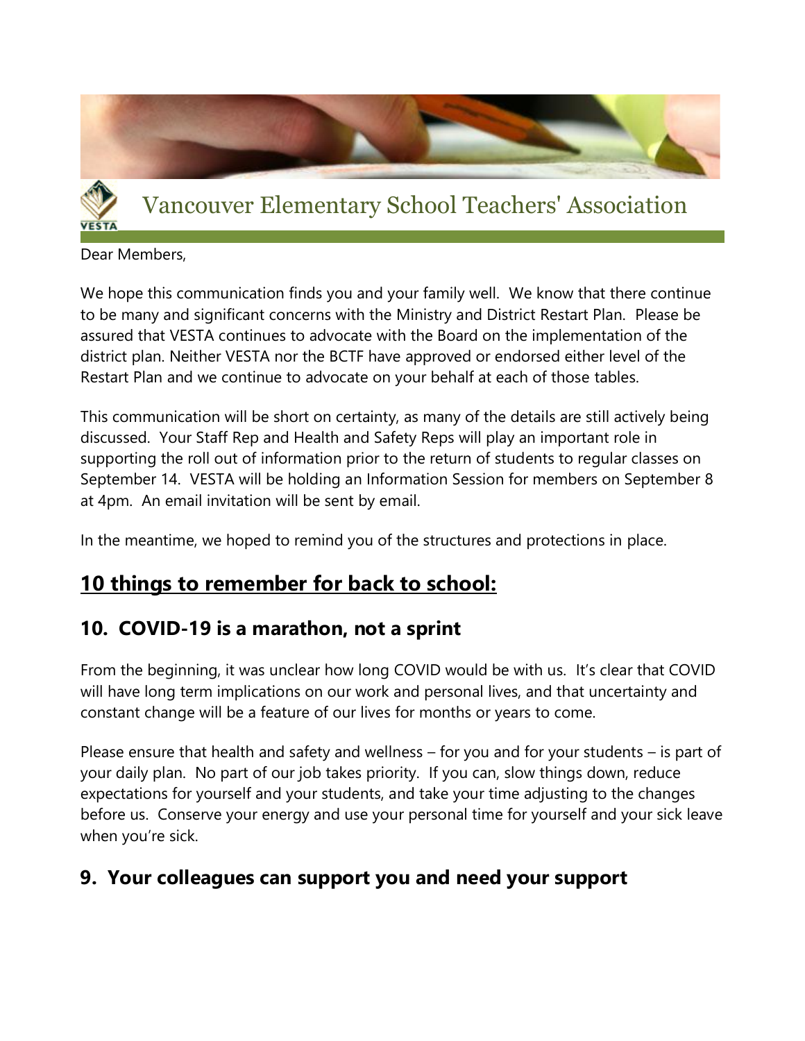# Vancouver Elementary School Teachers' Association

Dear Members,

We hope this communication finds you and your family well.  We know that there continue to be many and significant concerns with the Ministry and District Restart Plan.  Please be assured that VESTA continues to advocate with the Board on the implementation of the district plan. Neither VESTA nor the BCTF have approved or endorsed either level of the Restart Plan and we continue to advocate on your behalf at each of those tables.

This communication will be short on certainty, as many of the details are still actively being discussed.  Your Staff Rep and Health and Safety Reps will play an important role in supporting the roll out of information prior to the return of students to regular classes on September 14.  VESTA will be holding an Information Session for members on September 8 at 4pm.  An email invitation will be sent by email.

In the meantime, we hoped to remind you of the structures and protections in place.

## 10 things to remember for back to school:

### 10.  COVID-19 is a marathon, not a sprint

From the beginning, it was unclear how long COVID would be with us.  It's clear that COVID will have long term implications on our work and personal lives, and that uncertainty and constant change will be a feature of our lives for months or years to come.

Please ensure that health and safety and wellness – for you and for your students – is part of your daily plan.  No part of our job takes priority.  If you can, slow things down, reduce expectations for yourself and your students, and take your time adjusting to the changes before us.  Conserve your energy and use your personal time for yourself and your sick leave when you're sick.

### 9.  Your colleagues can support you and need your support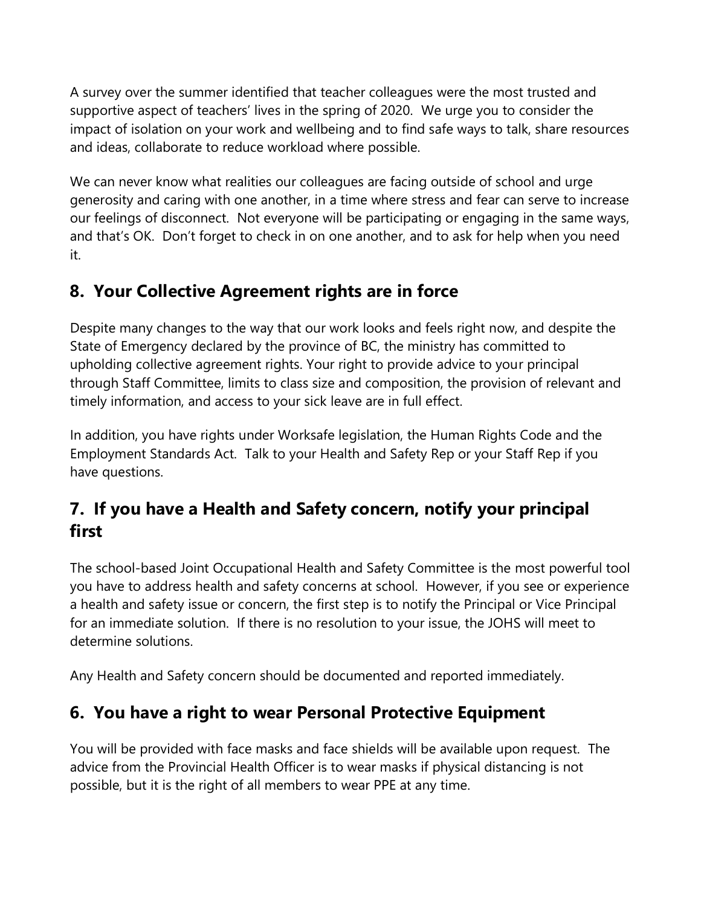A survey over the summer identified that teacher colleagues were the most trusted and supportive aspect of teachers' lives in the spring of 2020. We urge you to consider the impact of isolation on your work and wellbeing and to find safe ways to talk, share resources and ideas, collaborate to reduce workload where possible.

We can never know what realities our colleagues are facing outside of school and urge generosity and caring with one another, in a time where stress and fear can serve to increase our feelings of disconnect. Not everyone will be participating or engaging in the same ways, and that's OK. Don't forget to check in on one another, and to ask for help when you need it.

## 8. Your Collective Agreement rights are in force

Despite many changes to the way that our work looks and feels right now, and despite the State of Emergency declared by the province of BC, the ministry has committed to upholding collective agreement rights. Your right to provide advice to your principal through Staff Committee, limits to class size and composition, the provision of relevant and timely information, and access to your sick leave are in full effect.

In addition, you have rights under Worksafe legislation, the Human Rights Code and the Employment Standards Act. Talk to your Health and Safety Rep or your Staff Rep if you have questions.

## 7. If you have a Health and Safety concern, notify your principal first

The school-based Joint Occupational Health and Safety Committee is the most powerful tool you have to address health and safety concerns at school. However, if you see or experience a health and safety issue or concern, the first step is to notify the Principal or Vice Principal for an immediate solution. If there is no resolution to your issue, the JOHS will meet to determine solutions.

Any Health and Safety concern should be documented and reported immediately.

## 6. You have a right to wear Personal Protective Equipment

You will be provided with face masks and face shields will be available upon request. The advice from the Provincial Health Officer is to wear masks if physical distancing is not possible, but it is the right of all members to wear PPE at any time.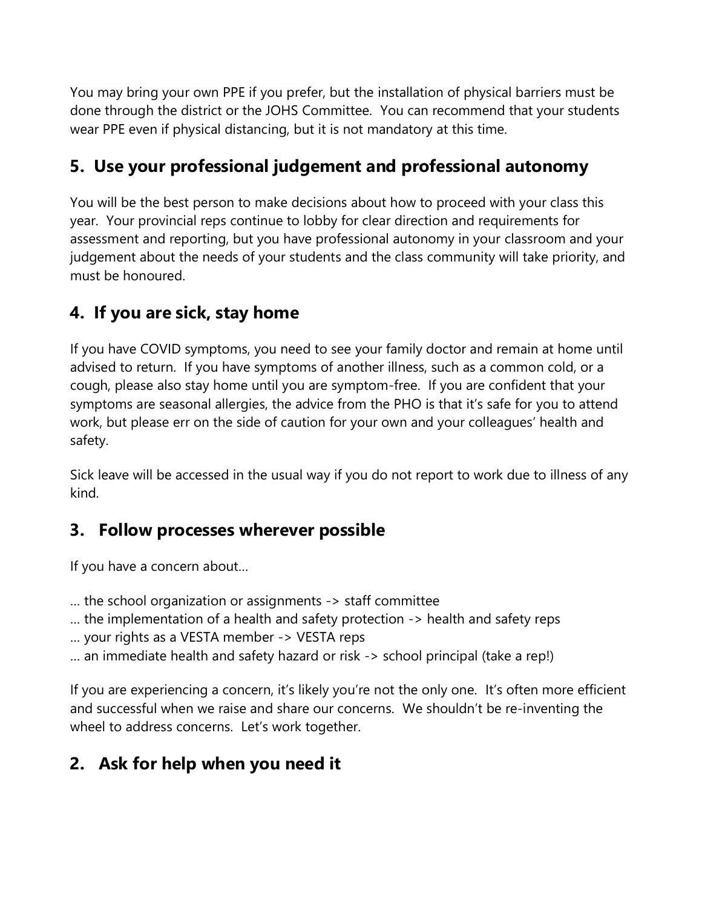You may bring your own PPE if you prefer, but the installation of physical barriers must be done through the district or the JOHS Committee. You can recommend that your students wear PPE even if physical distancing, but it is not mandatory at this time.

## 5. Use your professional judgement and professional autonomy

You will be the best person to make decisions about how to proceed with your class this year. Your provincial reps continue to lobby for clear direction and requirements for assessment and reporting, but you have professional autonomy in your classroom and your judgement about the needs of your students and the class community will take priority, and must be honoured.

## 4. If you are sick, stay home

If you have COVID symptoms, you need to see your family doctor and remain at home until advised to return. If you have symptoms of another illness, such as a common cold, or a cough, please also stay home until you are symptom-free. If you are confident that your symptoms are seasonal allergies, the advice from the PHO is that it's safe for you to attend work, but please err on the side of caution for your own and your colleagues' health and safety.

Sick leave will be accessed in the usual way if you do not report to work due to illness of any kind.

## 3. Follow processes wherever possible

If you have a concern about…

… the school organization or assignments -> staff committee
… the implementation of a health and safety protection -> health and safety reps
… your rights as a VESTA member -> VESTA reps
… an immediate health and safety hazard or risk -> school principal (take a rep!)

If you are experiencing a concern, it's likely you're not the only one. It's often more efficient and successful when we raise and share our concerns. We shouldn't be re-inventing the wheel to address concerns. Let's work together.

## 2. Ask for help when you need it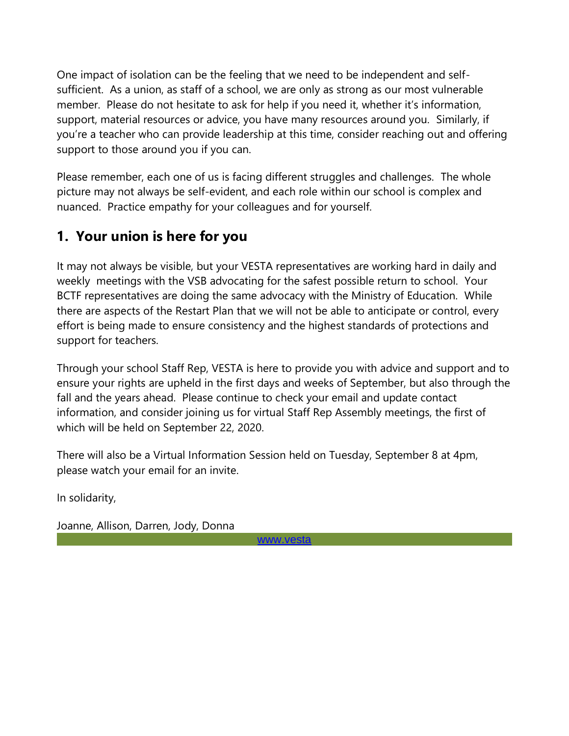One impact of isolation can be the feeling that we need to be independent and self-sufficient. As a union, as staff of a school, we are only as strong as our most vulnerable member. Please do not hesitate to ask for help if you need it, whether it's information, support, material resources or advice, you have many resources around you. Similarly, if you're a teacher who can provide leadership at this time, consider reaching out and offering support to those around you if you can.

Please remember, each one of us is facing different struggles and challenges. The whole picture may not always be self-evident, and each role within our school is complex and nuanced. Practice empathy for your colleagues and for yourself.

## 1. Your union is here for you

It may not always be visible, but your VESTA representatives are working hard in daily and weekly meetings with the VSB advocating for the safest possible return to school. Your BCTF representatives are doing the same advocacy with the Ministry of Education. While there are aspects of the Restart Plan that we will not be able to anticipate or control, every effort is being made to ensure consistency and the highest standards of protections and support for teachers.

Through your school Staff Rep, VESTA is here to provide you with advice and support and to ensure your rights are upheld in the first days and weeks of September, but also through the fall and the years ahead. Please continue to check your email and update contact information, and consider joining us for virtual Staff Rep Assembly meetings, the first of which will be held on September 22, 2020.

There will also be a Virtual Information Session held on Tuesday, September 8 at 4pm, please watch your email for an invite.

In solidarity,

Joanne, Allison, Darren, Jody, Donna

www.vesta